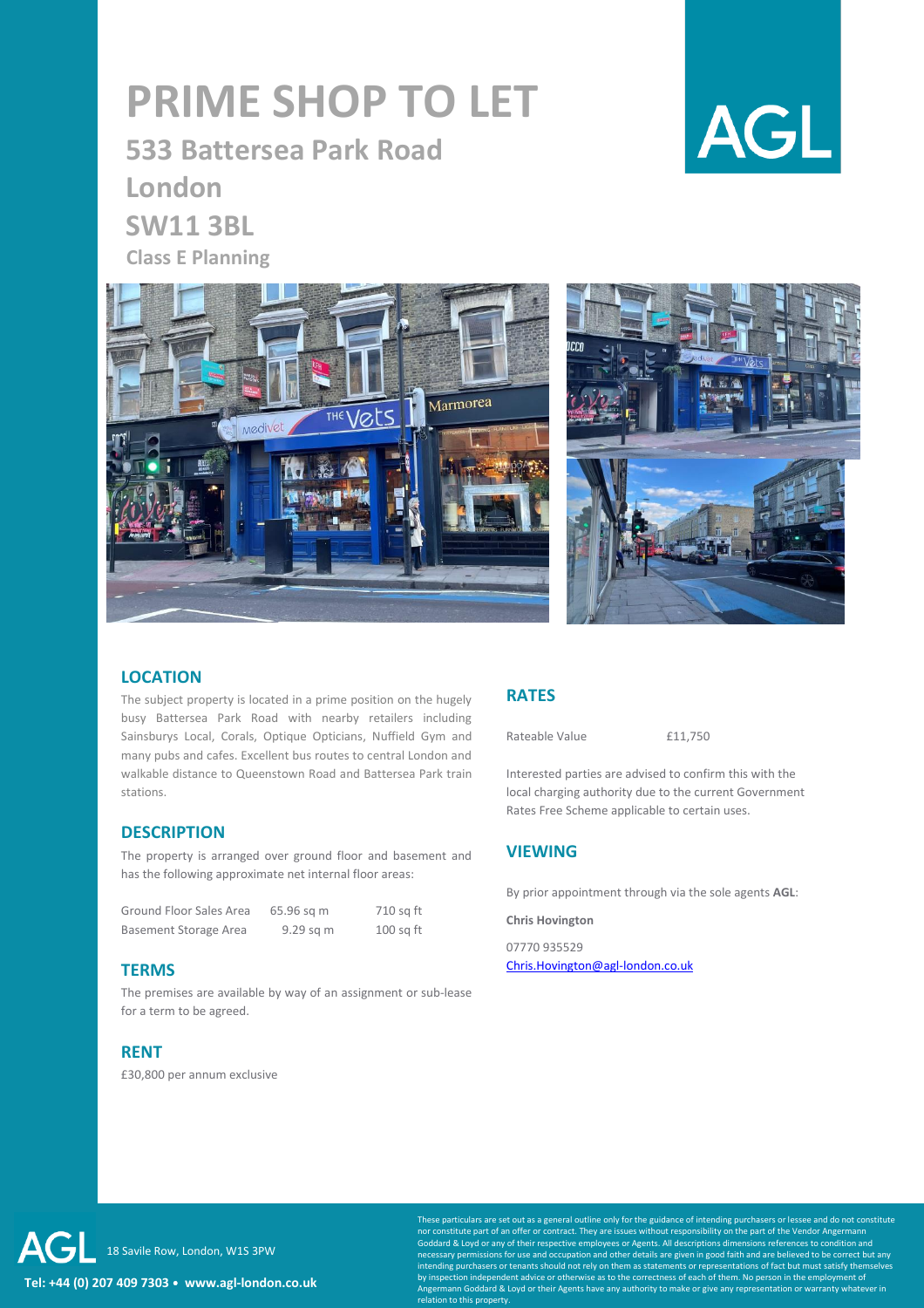# PRIME SHOP TO LET

## 533 Battersea Park Road
## London
## SW11 3BL

### Class E Planning

AGL

## LOCATION

The subject property is located in a prime position on the hugely busy Battersea Park Road with nearby retailers including Sainsburys Local, Corals, Optique Opticians, Nuffield Gym and many pubs and cafes. Excellent bus routes to central London and walkable distance to Queenstown Road and Battersea Park train stations.

## DESCRIPTION

The property is arranged over ground floor and basement and has the following approximate net internal floor areas:

| | | |
|---|---|---|
| Ground Floor Sales Area | 65.96 sq m | 710 sq ft |
| Basement Storage Area | 9.29 sq m | 100 sq ft |

## TERMS

The premises are available by way of an assignment or sub-lease for a term to be agreed.

## RENT

£30,800 per annum exclusive

## RATES

| | |
|---|---|
| Rateable Value | £11,750 |

Interested parties are advised to confirm this with the local charging authority due to the current Government Rates Free Scheme applicable to certain uses.

## VIEWING

By prior appointment through via the sole agents **AGL**:

**Chris Hovington**

07770 935529
Chris.Hovington@agl-london.co.uk

AGL 18 Savile Row, London, W1S 3PW

**Tel: +44 (0) 207 409 7303 • www.agl-london.co.uk**

These particulars are set out as a general outline only for the guidance of intending purchasers or lessee and do not constitute nor constitute part of an offer or contract. They are issues without responsibility on the part of the Vendor Angermann Goddard & Loyd or any of their respective employees or Agents. All descriptions dimensions references to condition and necessary permissions for use and occupation and other details are given in good faith and are believed to be correct but any intending purchasers or tenants should not rely on them as statements or representations of fact but must satisfy themselves by inspection independent advice or otherwise as to the correctness of each of them. No person in the employment of Angermann Goddard & Loyd or their Agents have any authority to make or give any representation or warranty whatever in relation to this property.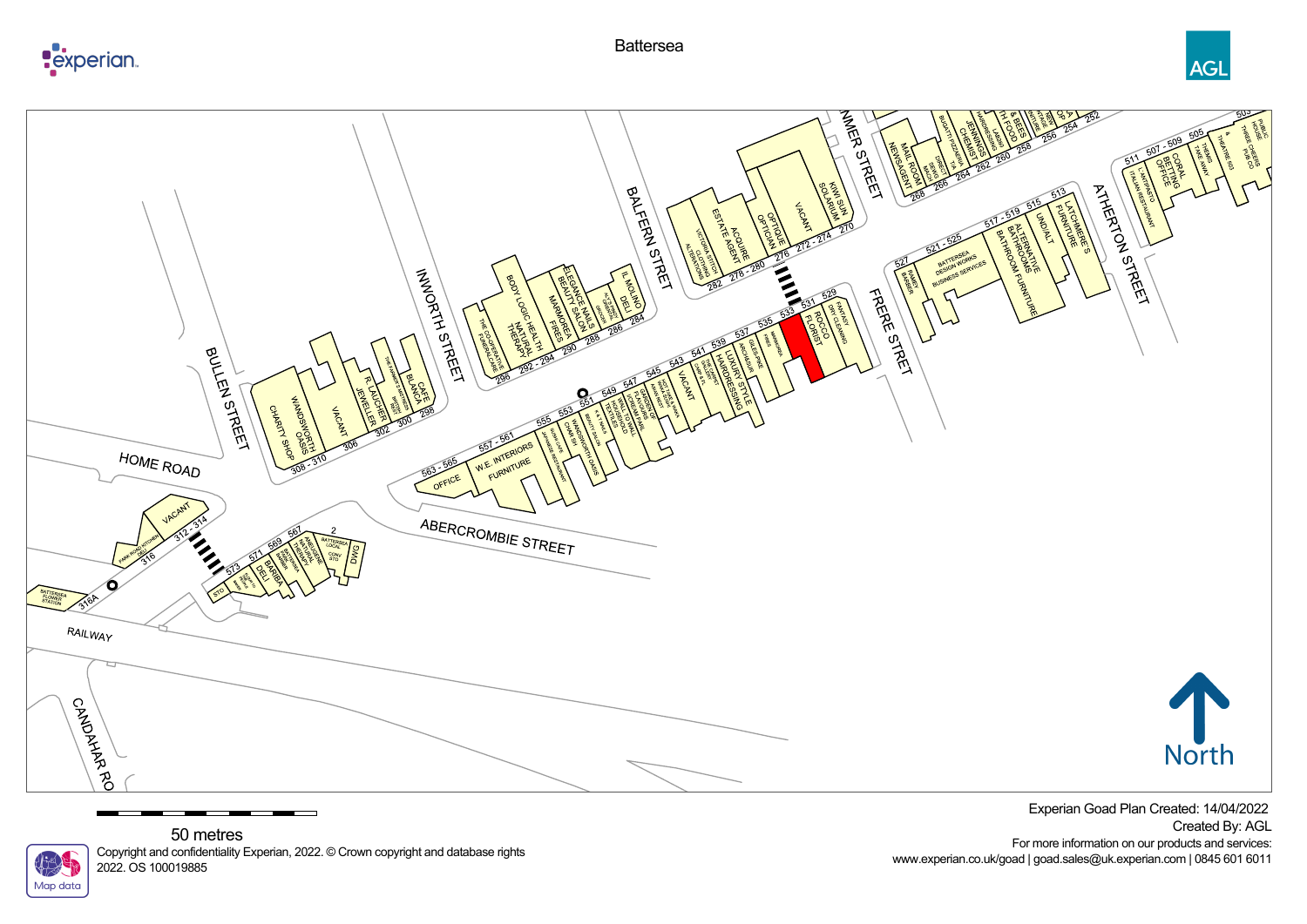Battersea

50 metres

Copyright and confidentiality Experian, 2022. © Crown copyright and database rights 2022. OS 100019885

Map data

Experian Goad Plan Created: 14/04/2022
Created By: AGL
For more information on our products and services:
www.experian.co.uk/goad | goad.sales@uk.experian.com | 0845 601 6011